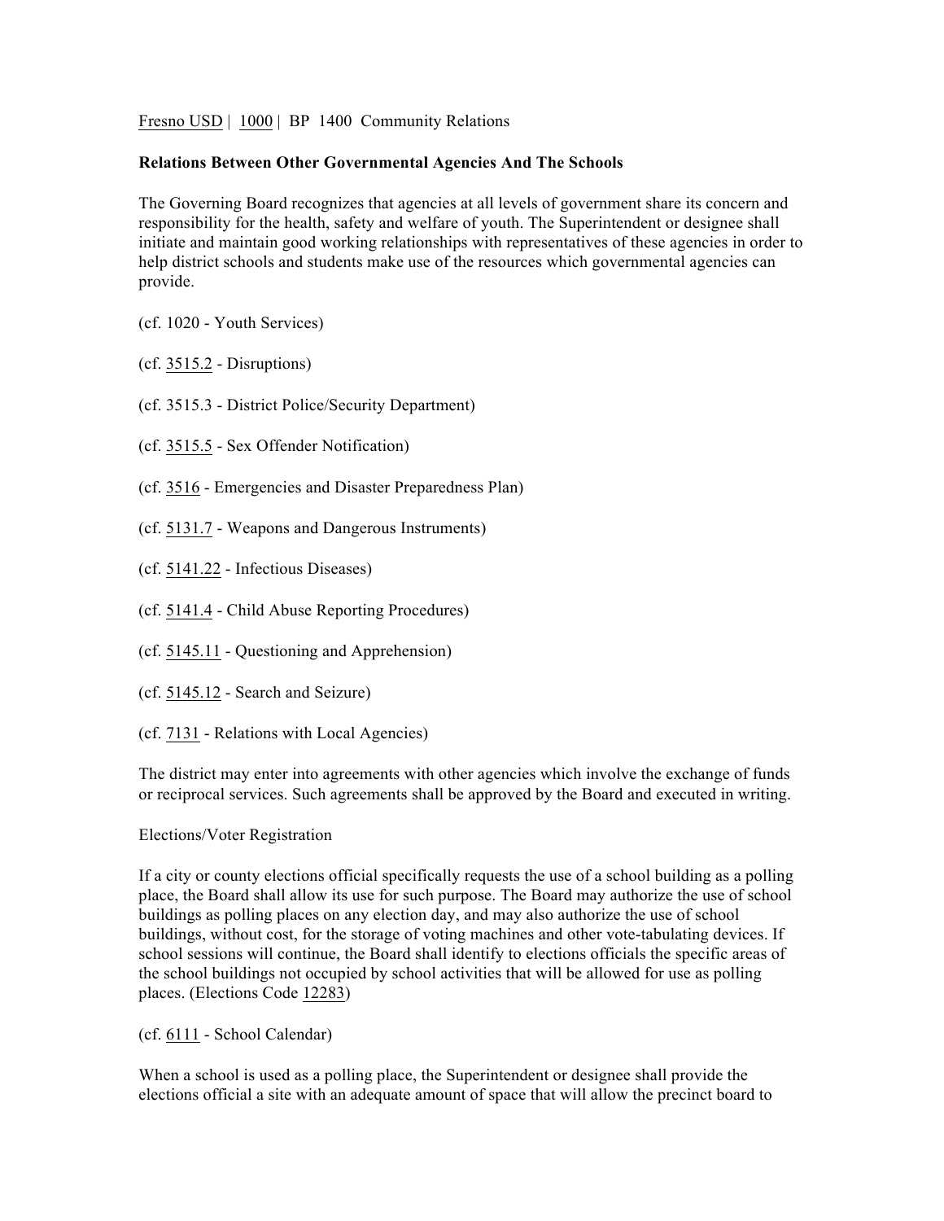Fresno USD | 1000 | BP 1400 Community Relations

**Relations Between Other Governmental Agencies And The Schools**

The Governing Board recognizes that agencies at all levels of government share its concern and responsibility for the health, safety and welfare of youth. The Superintendent or designee shall initiate and maintain good working relationships with representatives of these agencies in order to help district schools and students make use of the resources which governmental agencies can provide.

(cf. 1020 - Youth Services)

(cf. 3515.2 - Disruptions)

(cf. 3515.3 - District Police/Security Department)

(cf. 3515.5 - Sex Offender Notification)

(cf. 3516 - Emergencies and Disaster Preparedness Plan)

(cf. 5131.7 - Weapons and Dangerous Instruments)

(cf. 5141.22 - Infectious Diseases)

(cf. 5141.4 - Child Abuse Reporting Procedures)

(cf. 5145.11 - Questioning and Apprehension)

(cf. 5145.12 - Search and Seizure)

(cf. 7131 - Relations with Local Agencies)

The district may enter into agreements with other agencies which involve the exchange of funds or reciprocal services. Such agreements shall be approved by the Board and executed in writing.

Elections/Voter Registration

If a city or county elections official specifically requests the use of a school building as a polling place, the Board shall allow its use for such purpose. The Board may authorize the use of school buildings as polling places on any election day, and may also authorize the use of school buildings, without cost, for the storage of voting machines and other vote-tabulating devices. If school sessions will continue, the Board shall identify to elections officials the specific areas of the school buildings not occupied by school activities that will be allowed for use as polling places. (Elections Code 12283)

(cf. 6111 - School Calendar)

When a school is used as a polling place, the Superintendent or designee shall provide the elections official a site with an adequate amount of space that will allow the precinct board to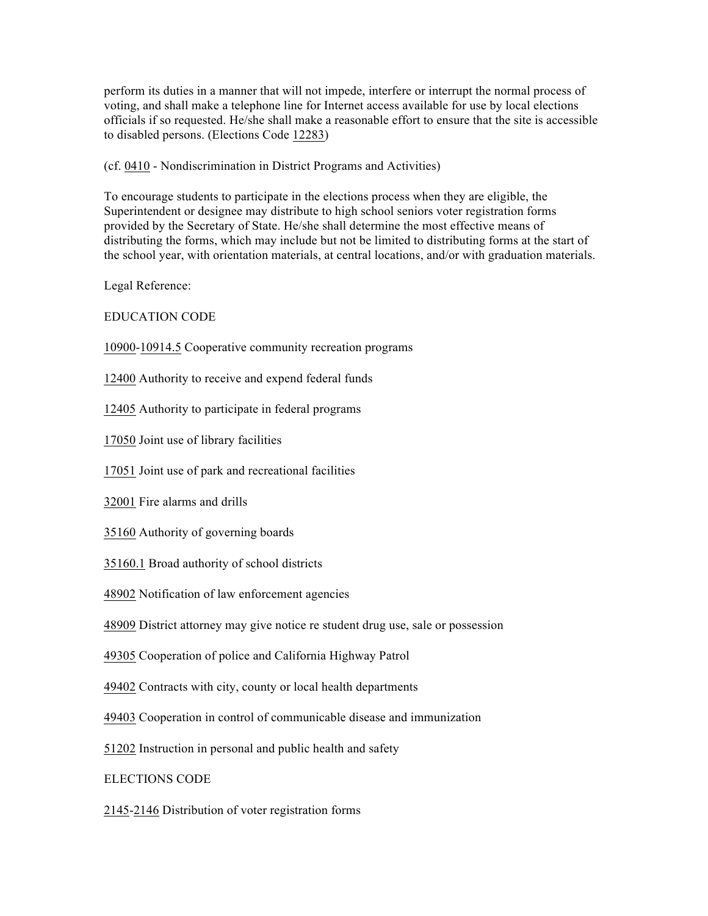perform its duties in a manner that will not impede, interfere or interrupt the normal process of voting, and shall make a telephone line for Internet access available for use by local elections officials if so requested. He/she shall make a reasonable effort to ensure that the site is accessible to disabled persons. (Elections Code 12283)

(cf. 0410 - Nondiscrimination in District Programs and Activities)

To encourage students to participate in the elections process when they are eligible, the Superintendent or designee may distribute to high school seniors voter registration forms provided by the Secretary of State. He/she shall determine the most effective means of distributing the forms, which may include but not be limited to distributing forms at the start of the school year, with orientation materials, at central locations, and/or with graduation materials.

Legal Reference:

EDUCATION CODE

10900-10914.5 Cooperative community recreation programs

12400 Authority to receive and expend federal funds

12405 Authority to participate in federal programs

17050 Joint use of library facilities

17051 Joint use of park and recreational facilities

32001 Fire alarms and drills

35160 Authority of governing boards

35160.1 Broad authority of school districts

48902 Notification of law enforcement agencies

48909 District attorney may give notice re student drug use, sale or possession

49305 Cooperation of police and California Highway Patrol

49402 Contracts with city, county or local health departments

49403 Cooperation in control of communicable disease and immunization

51202 Instruction in personal and public health and safety

ELECTIONS CODE

2145-2146 Distribution of voter registration forms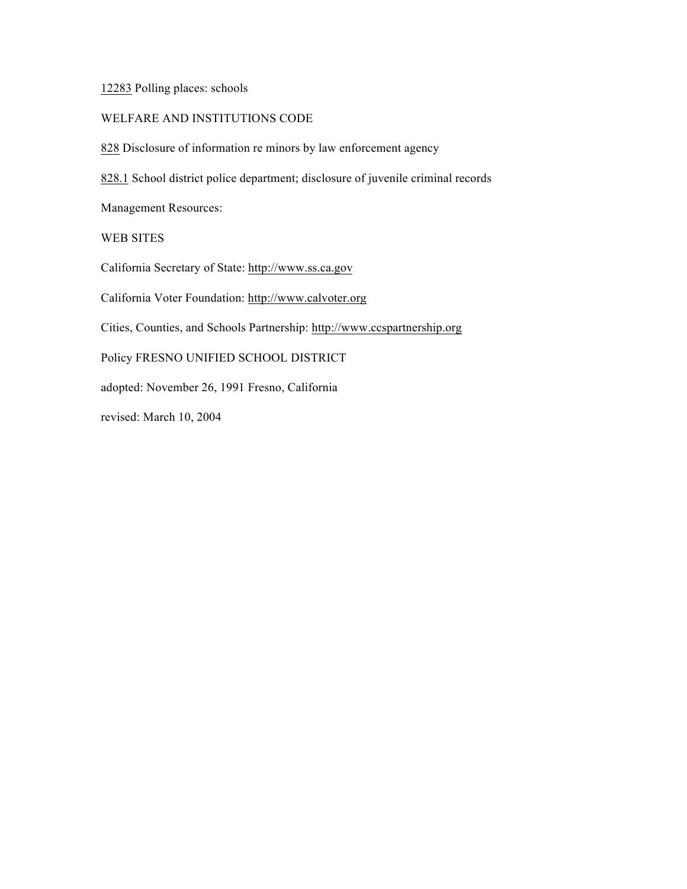12283 Polling places: schools

WELFARE AND INSTITUTIONS CODE

828 Disclosure of information re minors by law enforcement agency

828.1 School district police department; disclosure of juvenile criminal records

Management Resources:

WEB SITES

California Secretary of State: http://www.ss.ca.gov

California Voter Foundation: http://www.calvoter.org

Cities, Counties, and Schools Partnership: http://www.ccspartnership.org

Policy FRESNO UNIFIED SCHOOL DISTRICT

adopted: November 26, 1991 Fresno, California

revised: March 10, 2004